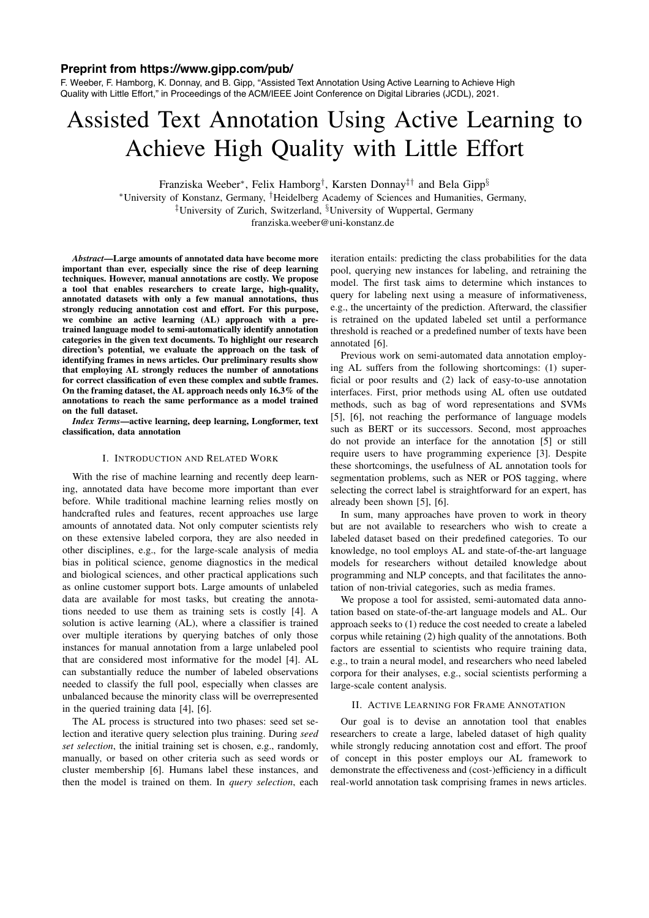**Preprint from https://www.gipp.com/pub/**

F. Weeber, F. Hamborg, K. Donnay, and B. Gipp, "Assisted Text Annotation Using Active Learning to Achieve High Quality with Little Effort," in Proceedings of the ACM/IEEE Joint Conference on Digital Libraries (JCDL), 2021.

# Assisted Text Annotation Using Active Learning to Achieve High Quality with Little Effort

Franziska Weeber[*], Felix Hamborg[†], Karsten Donnay[‡†] and Bela Gipp[§]

[*]University of Konstanz, Germany, [†]Heidelberg Academy of Sciences and Humanities, Germany,
[‡]University of Zurich, Switzerland, [§]University of Wuppertal, Germany
franziska.weeber@uni-konstanz.de

***Abstract*—Large amounts of annotated data have become more important than ever, especially since the rise of deep learning techniques. However, manual annotations are costly. We propose a tool that enables researchers to create large, high-quality, annotated datasets with only a few manual annotations, thus strongly reducing annotation cost and effort. For this purpose, we combine an active learning (AL) approach with a pre-trained language model to semi-automatically identify annotation categories in the given text documents. To highlight our research direction's potential, we evaluate the approach on the task of identifying frames in news articles. Our preliminary results show that employing AL strongly reduces the number of annotations for correct classification of even these complex and subtle frames. On the framing dataset, the AL approach needs only 16.3% of the annotations to reach the same performance as a model trained on the full dataset.**

***Index Terms*—active learning, deep learning, Longformer, text classification, data annotation**

## I. Introduction and Related Work

With the rise of machine learning and recently deep learning, annotated data have become more important than ever before. While traditional machine learning relies mostly on handcrafted rules and features, recent approaches use large amounts of annotated data. Not only computer scientists rely on these extensive labeled corpora, they are also needed in other disciplines, e.g., for the large-scale analysis of media bias in political science, genome diagnostics in the medical and biological sciences, and other practical applications such as online customer support bots. Large amounts of unlabeled data are available for most tasks, but creating the annotations needed to use them as training sets is costly [4]. A solution is active learning (AL), where a classifier is trained over multiple iterations by querying batches of only those instances for manual annotation from a large unlabeled pool that are considered most informative for the model [4]. AL can substantially reduce the number of labeled observations needed to classify the full pool, especially when classes are unbalanced because the minority class will be overrepresented in the queried training data [4], [6].

The AL process is structured into two phases: seed set selection and iterative query selection plus training. During *seed set selection*, the initial training set is chosen, e.g., randomly, manually, or based on other criteria such as seed words or cluster membership [6]. Humans label these instances, and then the model is trained on them. In *query selection*, each iteration entails: predicting the class probabilities for the data pool, querying new instances for labeling, and retraining the model. The first task aims to determine which instances to query for labeling next using a measure of informativeness, e.g., the uncertainty of the prediction. Afterward, the classifier is retrained on the updated labeled set until a performance threshold is reached or a predefined number of texts have been annotated [6].

Previous work on semi-automated data annotation employing AL suffers from the following shortcomings: (1) superficial or poor results and (2) lack of easy-to-use annotation interfaces. First, prior methods using AL often use outdated methods, such as bag of word representations and SVMs [5], [6], not reaching the performance of language models such as BERT or its successors. Second, most approaches do not provide an interface for the annotation [5] or still require users to have programming experience [3]. Despite these shortcomings, the usefulness of AL annotation tools for segmentation problems, such as NER or POS tagging, where selecting the correct label is straightforward for an expert, has already been shown [5], [6].

In sum, many approaches have proven to work in theory but are not available to researchers who wish to create a labeled dataset based on their predefined categories. To our knowledge, no tool employs AL and state-of-the-art language models for researchers without detailed knowledge about programming and NLP concepts, and that facilitates the annotation of non-trivial categories, such as media frames.

We propose a tool for assisted, semi-automated data annotation based on state-of-the-art language models and AL. Our approach seeks to (1) reduce the cost needed to create a labeled corpus while retaining (2) high quality of the annotations. Both factors are essential to scientists who require training data, e.g., to train a neural model, and researchers who need labeled corpora for their analyses, e.g., social scientists performing a large-scale content analysis.

## II. Active Learning for Frame Annotation

Our goal is to devise an annotation tool that enables researchers to create a large, labeled dataset of high quality while strongly reducing annotation cost and effort. The proof of concept in this poster employs our AL framework to demonstrate the effectiveness and (cost-)efficiency in a difficult real-world annotation task comprising frames in news articles.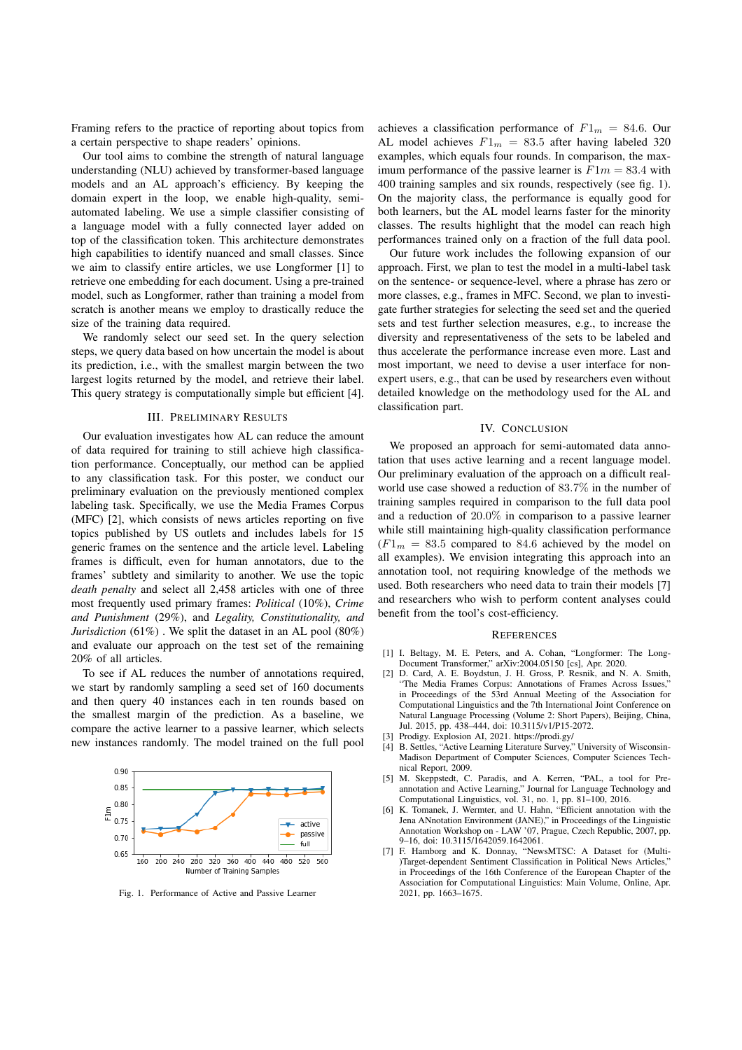Framing refers to the practice of reporting about topics from a certain perspective to shape readers' opinions.

Our tool aims to combine the strength of natural language understanding (NLU) achieved by transformer-based language models and an AL approach's efficiency. By keeping the domain expert in the loop, we enable high-quality, semi-automated labeling. We use a simple classifier consisting of a language model with a fully connected layer added on top of the classification token. This architecture demonstrates high capabilities to identify nuanced and small classes. Since we aim to classify entire articles, we use Longformer [1] to retrieve one embedding for each document. Using a pre-trained model, such as Longformer, rather than training a model from scratch is another means we employ to drastically reduce the size of the training data required.

We randomly select our seed set. In the query selection steps, we query data based on how uncertain the model is about its prediction, i.e., with the smallest margin between the two largest logits returned by the model, and retrieve their label. This query strategy is computationally simple but efficient [4].

## III. Preliminary Results

Our evaluation investigates how AL can reduce the amount of data required for training to still achieve high classification performance. Conceptually, our method can be applied to any classification task. For this poster, we conduct our preliminary evaluation on the previously mentioned complex labeling task. Specifically, we use the Media Frames Corpus (MFC) [2], which consists of news articles reporting on five topics published by US outlets and includes labels for 15 generic frames on the sentence and the article level. Labeling frames is difficult, even for human annotators, due to the frames' subtlety and similarity to another. We use the topic *death penalty* and select all 2,458 articles with one of three most frequently used primary frames: *Political* (10%), *Crime and Punishment* (29%), and *Legality, Constitutionality, and Jurisdiction* (61%) . We split the dataset in an AL pool (80%) and evaluate our approach on the test set of the remaining 20% of all articles.

To see if AL reduces the number of annotations required, we start by randomly sampling a seed set of 160 documents and then query 40 instances each in ten rounds based on the smallest margin of the prediction. As a baseline, we compare the active learner to a passive learner, which selects new instances randomly. The model trained on the full pool achieves a classification performance of $F1_m = 84.6$. Our AL model achieves $F1_m = 83.5$ after having labeled 320 examples, which equals four rounds. In comparison, the maximum performance of the passive learner is $F1m = 83.4$ with 400 training samples and six rounds, respectively (see fig. 1). On the majority class, the performance is equally good for both learners, but the AL model learns faster for the minority classes. The results highlight that the model can reach high performances trained only on a fraction of the full data pool.

Fig. 1. Performance of Active and Passive Learner

Our future work includes the following expansion of our approach. First, we plan to test the model in a multi-label task on the sentence- or sequence-level, where a phrase has zero or more classes, e.g., frames in MFC. Second, we plan to investigate further strategies for selecting the seed set and the queried sets and test further selection measures, e.g., to increase the diversity and representativeness of the sets to be labeled and thus accelerate the performance increase even more. Last and most important, we need to devise a user interface for non-expert users, e.g., that can be used by researchers even without detailed knowledge on the methodology used for the AL and classification part.

## IV. Conclusion

We proposed an approach for semi-automated data annotation that uses active learning and a recent language model. Our preliminary evaluation of the approach on a difficult real-world use case showed a reduction of 83.7% in the number of training samples required in comparison to the full data pool and a reduction of 20.0% in comparison to a passive learner while still maintaining high-quality classification performance ($F1_m = 83.5$ compared to 84.6 achieved by the model on all examples). We envision integrating this approach into an annotation tool, not requiring knowledge of the methods we used. Both researchers who need data to train their models [7] and researchers who wish to perform content analyses could benefit from the tool's cost-efficiency.

## References

[1] I. Beltagy, M. E. Peters, and A. Cohan, "Longformer: The Long-Document Transformer," arXiv:2004.05150 [cs], Apr. 2020.

[2] D. Card, A. E. Boydstun, J. H. Gross, P. Resnik, and N. A. Smith, "The Media Frames Corpus: Annotations of Frames Across Issues," in Proceedings of the 53rd Annual Meeting of the Association for Computational Linguistics and the 7th International Joint Conference on Natural Language Processing (Volume 2: Short Papers), Beijing, China, Jul. 2015, pp. 438–444, doi: 10.3115/v1/P15-2072.

[3] Prodigy. Explosion AI, 2021. https://prodi.gy/

[4] B. Settles, "Active Learning Literature Survey," University of Wisconsin-Madison Department of Computer Sciences, Computer Sciences Technical Report, 2009.

[5] M. Skeppstedt, C. Paradis, and A. Kerren, "PAL, a tool for Pre-annotation and Active Learning," Journal for Language Technology and Computational Linguistics, vol. 31, no. 1, pp. 81–100, 2016.

[6] K. Tomanek, J. Wermter, and U. Hahn, "Efficient annotation with the Jena ANnotation Environment (JANE)," in Proceedings of the Linguistic Annotation Workshop on - LAW '07, Prague, Czech Republic, 2007, pp. 9–16, doi: 10.3115/1642059.1642061.

[7] F. Hamborg and K. Donnay, "NewsMTSC: A Dataset for (Multi-)Target-dependent Sentiment Classification in Political News Articles," in Proceedings of the 16th Conference of the European Chapter of the Association for Computational Linguistics: Main Volume, Online, Apr. 2021, pp. 1663–1675.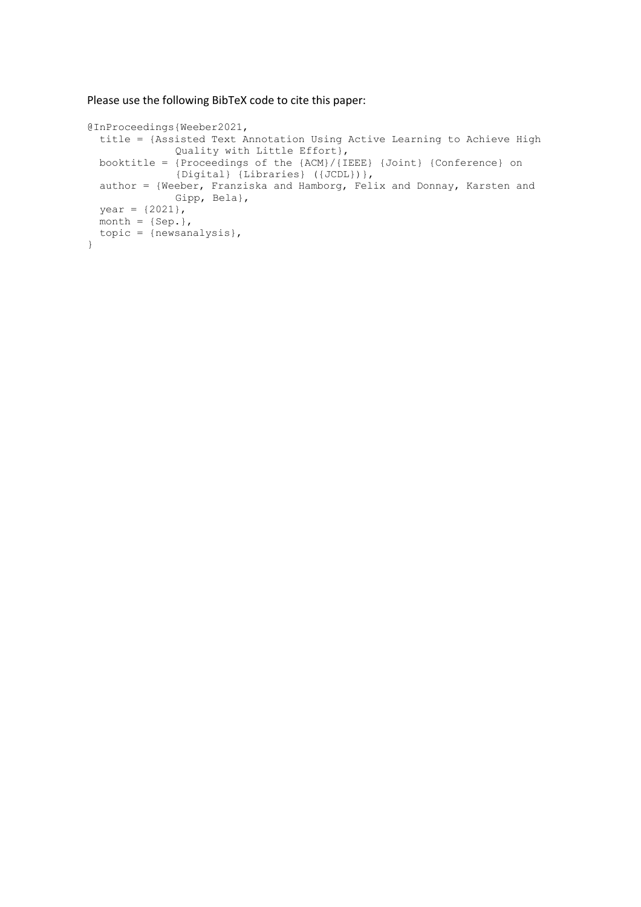Please use the following BibTeX code to cite this paper:

```
@InProceedings{Weeber2021,
  title = {Assisted Text Annotation Using Active Learning to Achieve High
             Quality with Little Effort},
  booktitle = {Proceedings of the {ACM}/{IEEE} {Joint} {Conference} on
             {Digital} {Libraries} ({JCDL})},
  author = {Weeber, Franziska and Hamborg, Felix and Donnay, Karsten and
             Gipp, Bela},
  year = {2021},
  month = {Sep.},
  topic = {newsanalysis},
}
```